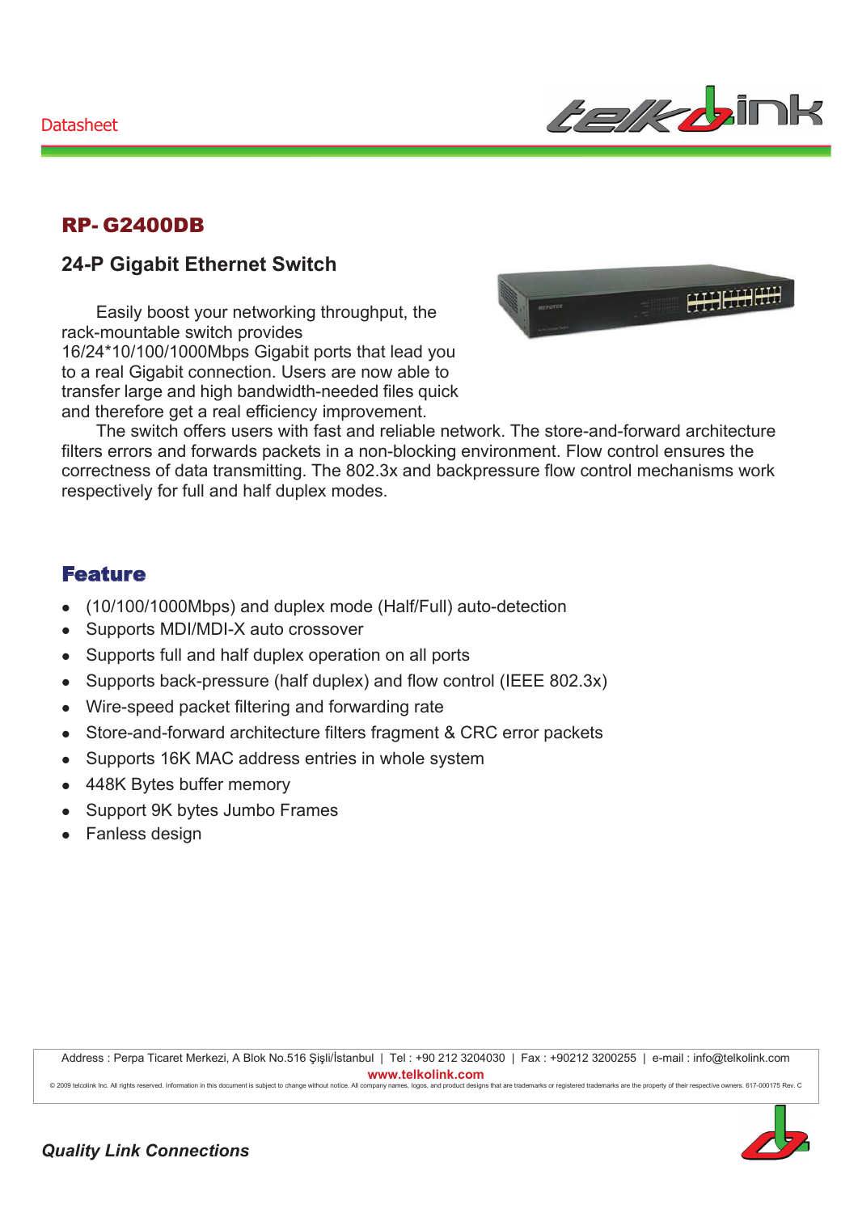Datasheet

# RP- G2400DB

## 24-P Gigabit Ethernet Switch

Easily boost your networking throughput, the rack-mountable switch provides 16/24*10/100/1000Mbps Gigabit ports that lead you to a real Gigabit connection. Users are now able to transfer large and high bandwidth-needed files quick and therefore get a real efficiency improvement.

The switch offers users with fast and reliable network. The store-and-forward architecture filters errors and forwards packets in a non-blocking environment. Flow control ensures the correctness of data transmitting. The 802.3x and backpressure flow control mechanisms work respectively for full and half duplex modes.

## Feature

- (10/100/1000Mbps) and duplex mode (Half/Full) auto-detection
- Supports MDI/MDI-X auto crossover
- Supports full and half duplex operation on all ports
- Supports back-pressure (half duplex) and flow control (IEEE 802.3x)
- Wire-speed packet filtering and forwarding rate
- Store-and-forward architecture filters fragment & CRC error packets
- Supports 16K MAC address entries in whole system
- 448K Bytes buffer memory
- Support 9K bytes Jumbo Frames
- Fanless design

Address : Perpa Ticaret Merkezi, A Blok No.516 Şişli/İstanbul | Tel : +90 212 3204030 | Fax : +90212 3200255 | e-mail : info@telkolink.com

**www.telkolink.com**

© 2009 telcolink Inc. All rights reserved. Information in this document is subject to change without notice. All company names, logos, and product designs that are trademarks or registered trademarks are the property of their respective owners. 617-000175 Rev. C

***Quality Link Connections***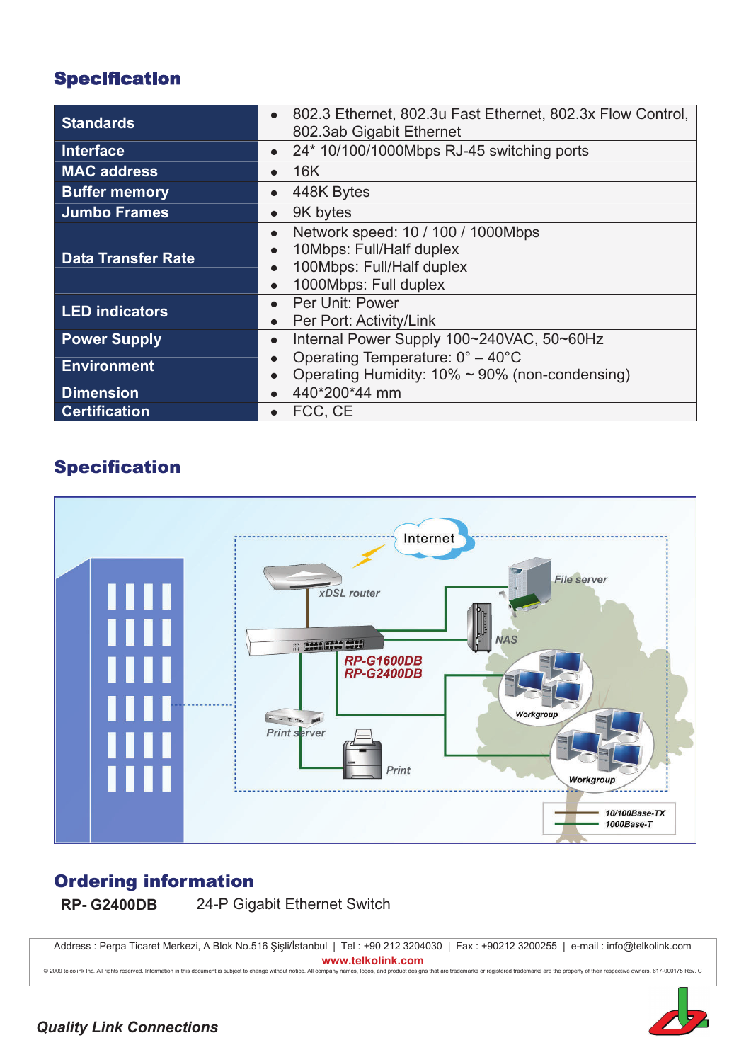## Specification

| | |
|---|---|
| **Standards** | • 802.3 Ethernet, 802.3u Fast Ethernet, 802.3x Flow Control, 802.3ab Gigabit Ethernet |
| **Interface** | • 24* 10/100/1000Mbps RJ-45 switching ports |
| **MAC address** | • 16K |
| **Buffer memory** | • 448K Bytes |
| **Jumbo Frames** | • 9K bytes |
| **Data Transfer Rate** | • Network speed: 10 / 100 / 1000Mbps<br>• 10Mbps: Full/Half duplex<br>• 100Mbps: Full/Half duplex<br>• 1000Mbps: Full duplex |
| **LED indicators** | • Per Unit: Power<br>• Per Port: Activity/Link |
| **Power Supply** | • Internal Power Supply 100~240VAC, 50~60Hz |
| **Environment** | • Operating Temperature: 0° – 40°C<br>• Operating Humidity: 10% ~ 90% (non-condensing) |
| **Dimension** | • 440*200*44 mm |
| **Certification** | • FCC, CE |

## Specification

Internet
xDSL router
File server
NAS
RP-G1600DB
RP-G2400DB
Workgroup
Print server
Print
Workgroup
10/100Base-TX
1000Base-T

## Ordering information

**RP- G2400DB** 24-P Gigabit Ethernet Switch

Address : Perpa Ticaret Merkezi, A Blok No.516 Şişli/İstanbul | Tel : +90 212 3204030 | Fax : +90212 3200255 | e-mail : info@telkolink.com
**www.telkolink.com**
© 2009 telcolink Inc. All rights reserved. Information in this document is subject to change without notice. All company names, logos, and product designs that are trademarks or registered trademarks are the property of their respective owners. 617-000175 Rev. C

*Quality Link Connections*